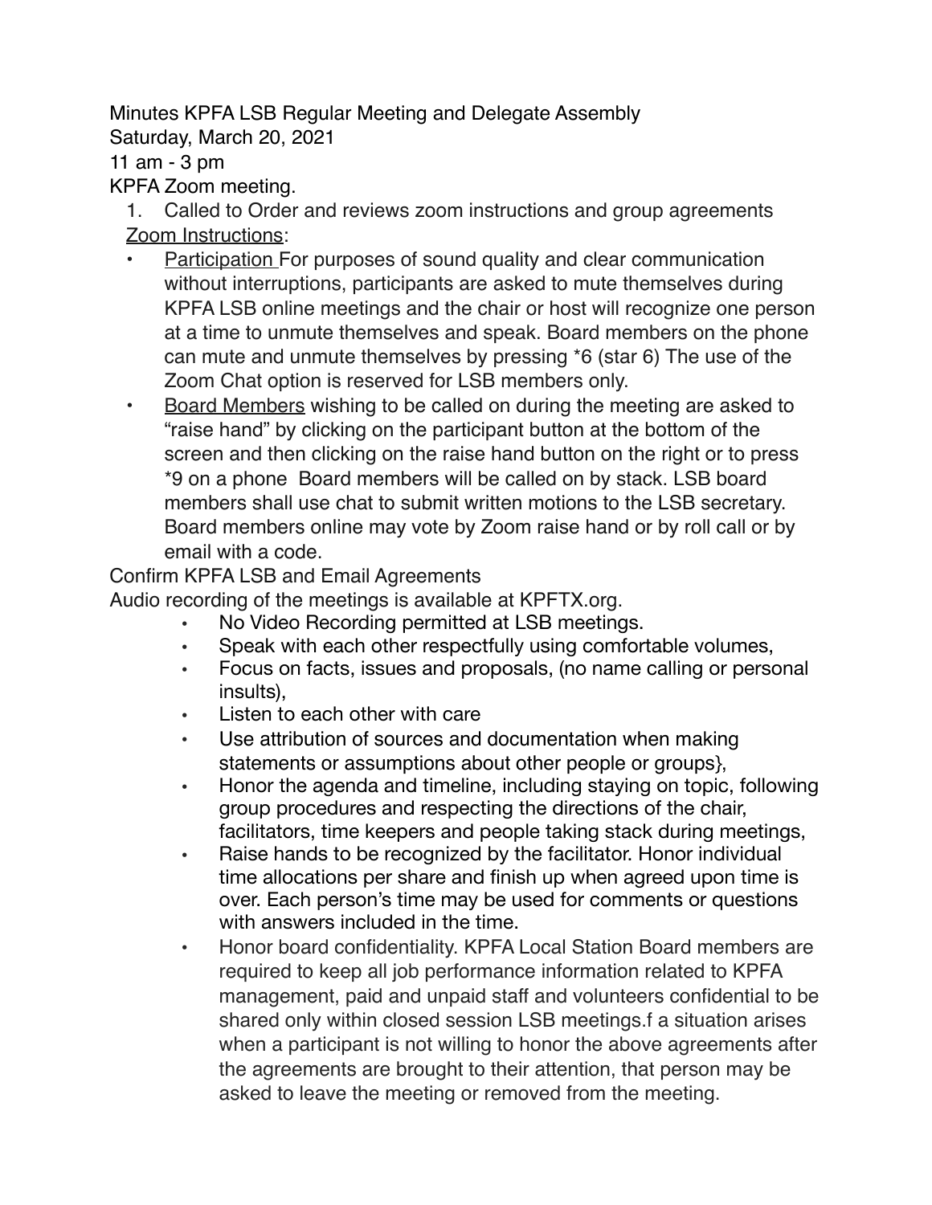Minutes KPFA LSB Regular Meeting and Delegate Assembly
Saturday, March 20, 2021
11 am - 3 pm
KPFA Zoom meeting.

1. Called to Order and reviews zoom instructions and group agreements

Zoom Instructions:

- Participation For purposes of sound quality and clear communication without interruptions, participants are asked to mute themselves during KPFA LSB online meetings and the chair or host will recognize one person at a time to unmute themselves and speak. Board members on the phone can mute and unmute themselves by pressing *6 (star 6) The use of the Zoom Chat option is reserved for LSB members only.
- Board Members wishing to be called on during the meeting are asked to "raise hand" by clicking on the participant button at the bottom of the screen and then clicking on the raise hand button on the right or to press *9 on a phone Board members will be called on by stack. LSB board members shall use chat to submit written motions to the LSB secretary. Board members online may vote by Zoom raise hand or by roll call or by email with a code.

Confirm KPFA LSB and Email Agreements
Audio recording of the meetings is available at KPFTX.org.

- No Video Recording permitted at LSB meetings.
- Speak with each other respectfully using comfortable volumes,
- Focus on facts, issues and proposals, (no name calling or personal insults),
- Listen to each other with care
- Use attribution of sources and documentation when making statements or assumptions about other people or groups},
- Honor the agenda and timeline, including staying on topic, following group procedures and respecting the directions of the chair, facilitators, time keepers and people taking stack during meetings,
- Raise hands to be recognized by the facilitator. Honor individual time allocations per share and finish up when agreed upon time is over. Each person's time may be used for comments or questions with answers included in the time.
- Honor board confidentiality. KPFA Local Station Board members are required to keep all job performance information related to KPFA management, paid and unpaid staff and volunteers confidential to be shared only within closed session LSB meetings.f a situation arises when a participant is not willing to honor the above agreements after the agreements are brought to their attention, that person may be asked to leave the meeting or removed from the meeting.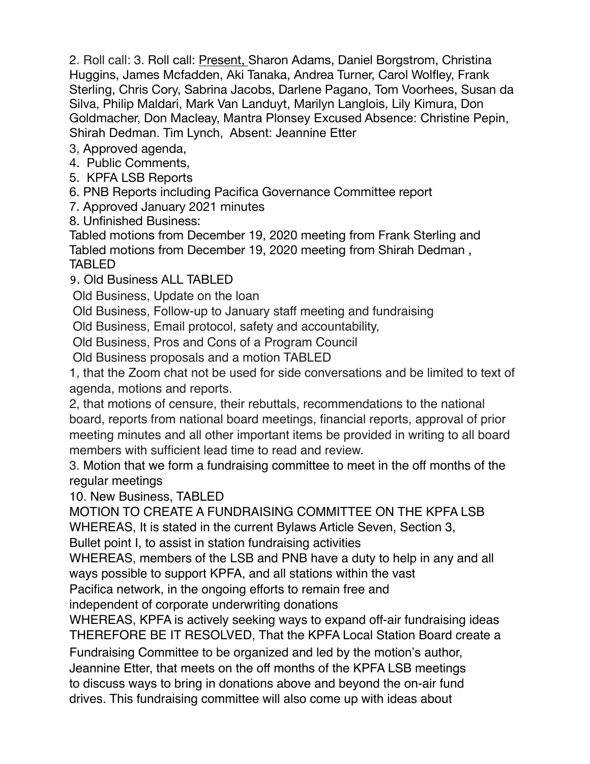2. Roll call: 3. Roll call: <u>Present,</u> Sharon Adams, Daniel Borgstrom, Christina Huggins, James Mcfadden, Aki Tanaka, Andrea Turner, Carol Wolfley, Frank Sterling, Chris Cory, Sabrina Jacobs, Darlene Pagano, Tom Voorhees, Susan da Silva, Philip Maldari, Mark Van Landuyt, Marilyn Langlois, Lily Kimura, Don Goldmacher, Don Macleay, Mantra Plonsey Excused Absence: Christine Pepin, Shirah Dedman. Tim Lynch, Absent: Jeannine Etter

3, Approved agenda,

4. Public Comments,

5. KPFA LSB Reports

6. PNB Reports including Pacifica Governance Committee report

7. Approved January 2021 minutes

8. Unfinished Business:

Tabled motions from December 19, 2020 meeting from Frank Sterling and Tabled motions from December 19, 2020 meeting from Shirah Dedman , TABLED

9. Old Business ALL TABLED

Old Business, Update on the loan

Old Business, Follow-up to January staff meeting and fundraising

Old Business, Email protocol, safety and accountability,

Old Business, Pros and Cons of a Program Council

Old Business proposals and a motion TABLED

1, that the Zoom chat not be used for side conversations and be limited to text of agenda, motions and reports.

2, that motions of censure, their rebuttals, recommendations to the national board, reports from national board meetings, financial reports, approval of prior meeting minutes and all other important items be provided in writing to all board members with sufficient lead time to read and review.

3. Motion that we form a fundraising committee to meet in the off months of the regular meetings

10. New Business, TABLED

MOTION TO CREATE A FUNDRAISING COMMITTEE ON THE KPFA LSB

WHEREAS, It is stated in the current Bylaws Article Seven, Section 3, Bullet point I, to assist in station fundraising activities

WHEREAS, members of the LSB and PNB have a duty to help in any and all ways possible to support KPFA, and all stations within the vast Pacifica network, in the ongoing efforts to remain free and independent of corporate underwriting donations

WHEREAS, KPFA is actively seeking ways to expand off-air fundraising ideas

THEREFORE BE IT RESOLVED, That the KPFA Local Station Board create a Fundraising Committee to be organized and led by the motion's author, Jeannine Etter, that meets on the off months of the KPFA LSB meetings to discuss ways to bring in donations above and beyond the on-air fund drives. This fundraising committee will also come up with ideas about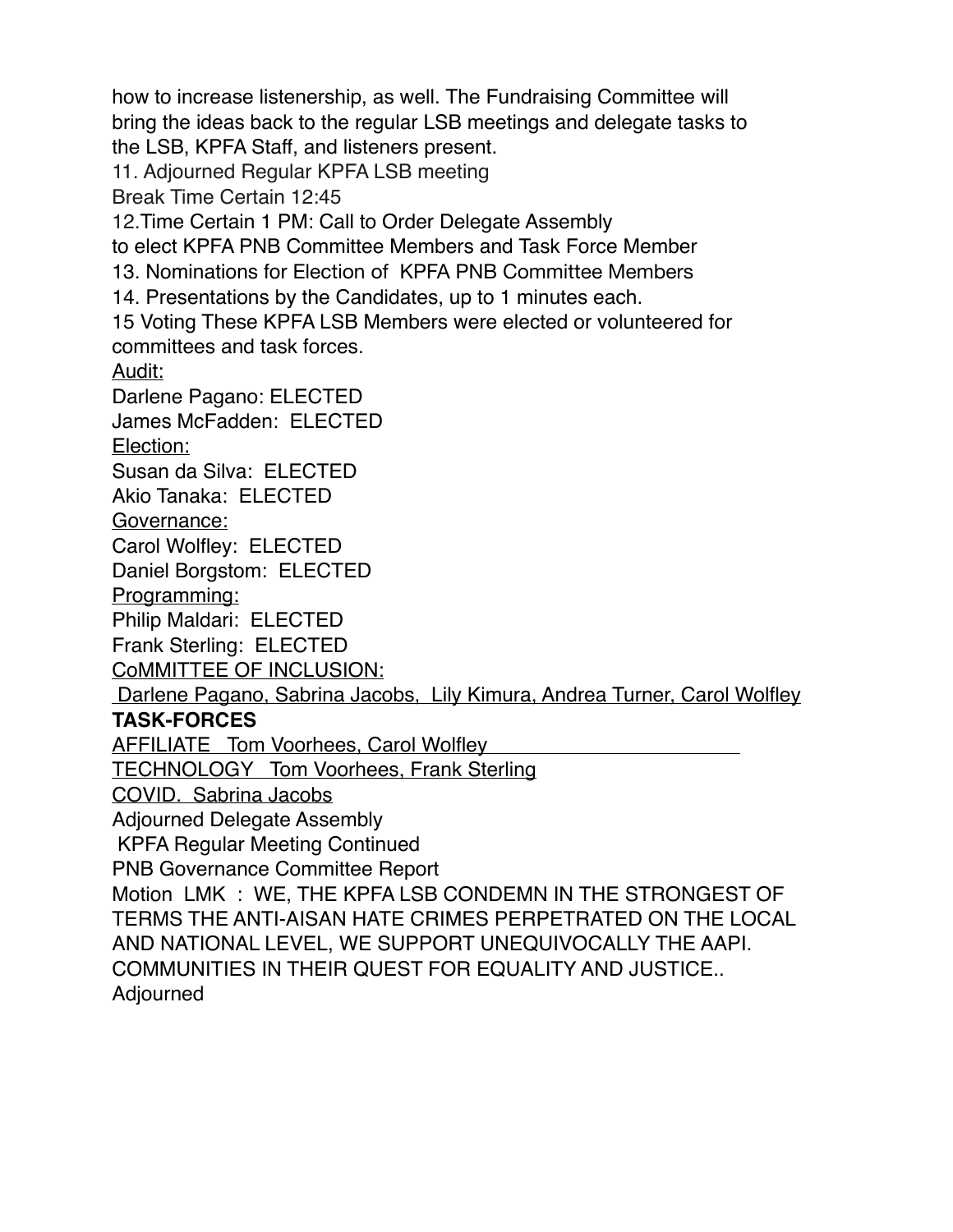how to increase listenership, as well. The Fundraising Committee will bring the ideas back to the regular LSB meetings and delegate tasks to the LSB, KPFA Staff, and listeners present.

11. Adjourned Regular KPFA LSB meeting

Break Time Certain 12:45

12.Time Certain 1 PM: Call to Order Delegate Assembly to elect KPFA PNB Committee Members and Task Force Member

13. Nominations for Election of KPFA PNB Committee Members

14. Presentations by the Candidates, up to 1 minutes each.

15 Voting These KPFA LSB Members were elected or volunteered for committees and task forces.

<u>Audit:</u>

Darlene Pagano: ELECTED

James McFadden: ELECTED

<u>Election:</u>

Susan da Silva: ELECTED

Akio Tanaka: ELECTED

<u>Governance:</u>

Carol Wolfley: ELECTED

Daniel Borgstom: ELECTED

<u>Programming:</u>

Philip Maldari: ELECTED

Frank Sterling: ELECTED

<u>CoMMITTEE OF INCLUSION:</u>

<u>Darlene Pagano, Sabrina Jacobs, Lily Kimura, Andrea Turner, Carol Wolfley</u>

**TASK-FORCES**

<u>AFFILIATE Tom Voorhees, Carol Wolfley</u>

<u>TECHNOLOGY Tom Voorhees, Frank Sterling</u>

<u>COVID. Sabrina Jacobs</u>

Adjourned Delegate Assembly

KPFA Regular Meeting Continued

PNB Governance Committee Report

Motion LMK : WE, THE KPFA LSB CONDEMN IN THE STRONGEST OF TERMS THE ANTI-AISAN HATE CRIMES PERPETRATED ON THE LOCAL AND NATIONAL LEVEL, WE SUPPORT UNEQUIVOCALLY THE AAPI. COMMUNITIES IN THEIR QUEST FOR EQUALITY AND JUSTICE..

Adjourned